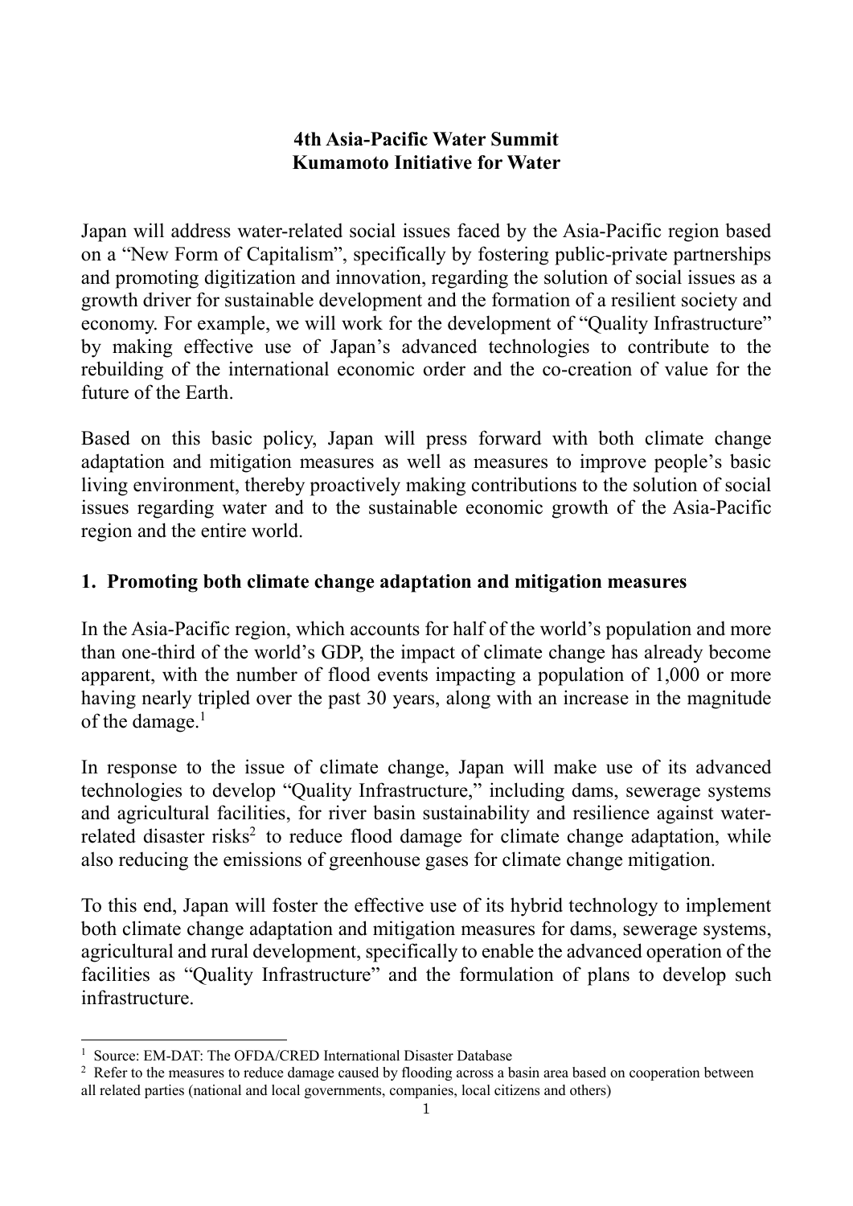# 4th Asia-Pacific Water Summit
# Kumamoto Initiative for Water

Japan will address water-related social issues faced by the Asia-Pacific region based on a "New Form of Capitalism", specifically by fostering public-private partnerships and promoting digitization and innovation, regarding the solution of social issues as a growth driver for sustainable development and the formation of a resilient society and economy. For example, we will work for the development of "Quality Infrastructure" by making effective use of Japan's advanced technologies to contribute to the rebuilding of the international economic order and the co-creation of value for the future of the Earth.

Based on this basic policy, Japan will press forward with both climate change adaptation and mitigation measures as well as measures to improve people's basic living environment, thereby proactively making contributions to the solution of social issues regarding water and to the sustainable economic growth of the Asia-Pacific region and the entire world.

## 1. Promoting both climate change adaptation and mitigation measures

In the Asia-Pacific region, which accounts for half of the world's population and more than one-third of the world's GDP, the impact of climate change has already become apparent, with the number of flood events impacting a population of 1,000 or more having nearly tripled over the past 30 years, along with an increase in the magnitude of the damage.[1]

In response to the issue of climate change, Japan will make use of its advanced technologies to develop "Quality Infrastructure," including dams, sewerage systems and agricultural facilities, for river basin sustainability and resilience against water-related disaster risks[2] to reduce flood damage for climate change adaptation, while also reducing the emissions of greenhouse gases for climate change mitigation.

To this end, Japan will foster the effective use of its hybrid technology to implement both climate change adaptation and mitigation measures for dams, sewerage systems, agricultural and rural development, specifically to enable the advanced operation of the facilities as "Quality Infrastructure" and the formulation of plans to develop such infrastructure.

---

[1] Source: EM-DAT: The OFDA/CRED International Disaster Database

[2] Refer to the measures to reduce damage caused by flooding across a basin area based on cooperation between all related parties (national and local governments, companies, local citizens and others)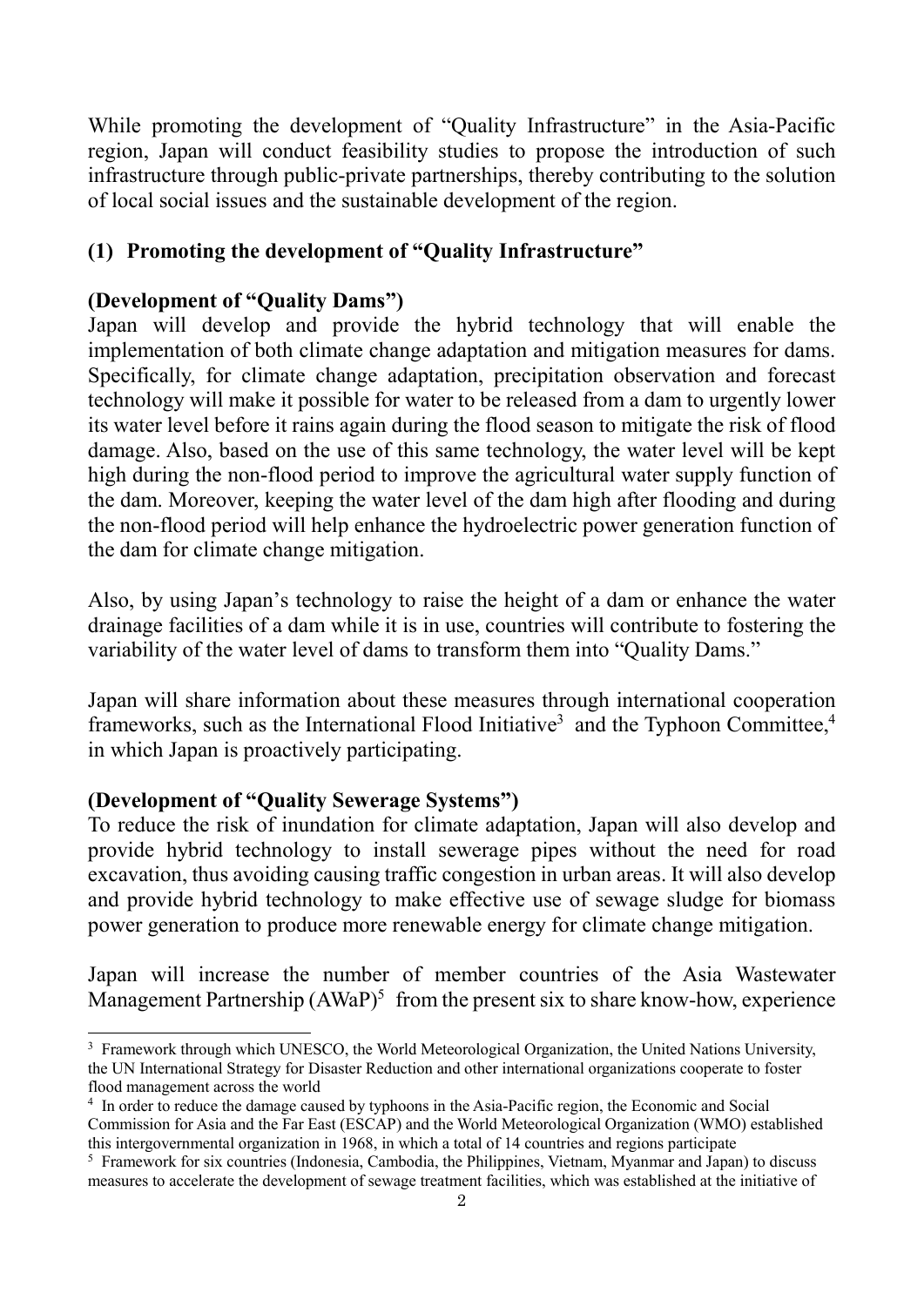While promoting the development of "Quality Infrastructure" in the Asia-Pacific region, Japan will conduct feasibility studies to propose the introduction of such infrastructure through public-private partnerships, thereby contributing to the solution of local social issues and the sustainable development of the region.

### (1) Promoting the development of "Quality Infrastructure"

**(Development of "Quality Dams")**

Japan will develop and provide the hybrid technology that will enable the implementation of both climate change adaptation and mitigation measures for dams. Specifically, for climate change adaptation, precipitation observation and forecast technology will make it possible for water to be released from a dam to urgently lower its water level before it rains again during the flood season to mitigate the risk of flood damage. Also, based on the use of this same technology, the water level will be kept high during the non-flood period to improve the agricultural water supply function of the dam. Moreover, keeping the water level of the dam high after flooding and during the non-flood period will help enhance the hydroelectric power generation function of the dam for climate change mitigation.

Also, by using Japan's technology to raise the height of a dam or enhance the water drainage facilities of a dam while it is in use, countries will contribute to fostering the variability of the water level of dams to transform them into "Quality Dams."

Japan will share information about these measures through international cooperation frameworks, such as the International Flood Initiative[3] and the Typhoon Committee,[4] in which Japan is proactively participating.

**(Development of "Quality Sewerage Systems")**

To reduce the risk of inundation for climate adaptation, Japan will also develop and provide hybrid technology to install sewerage pipes without the need for road excavation, thus avoiding causing traffic congestion in urban areas. It will also develop and provide hybrid technology to make effective use of sewage sludge for biomass power generation to produce more renewable energy for climate change mitigation.

Japan will increase the number of member countries of the Asia Wastewater Management Partnership (AWaP)[5] from the present six to share know-how, experience

---

[3] Framework through which UNESCO, the World Meteorological Organization, the United Nations University, the UN International Strategy for Disaster Reduction and other international organizations cooperate to foster flood management across the world

[4] In order to reduce the damage caused by typhoons in the Asia-Pacific region, the Economic and Social Commission for Asia and the Far East (ESCAP) and the World Meteorological Organization (WMO) established this intergovernmental organization in 1968, in which a total of 14 countries and regions participate

[5] Framework for six countries (Indonesia, Cambodia, the Philippines, Vietnam, Myanmar and Japan) to discuss measures to accelerate the development of sewage treatment facilities, which was established at the initiative of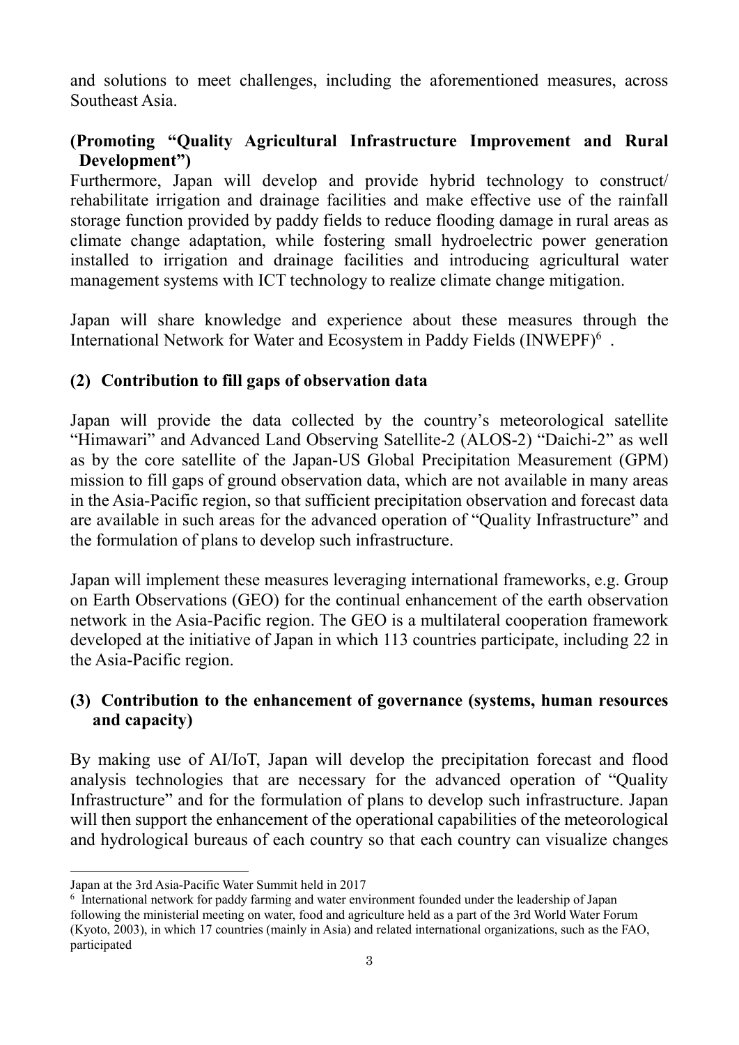and solutions to meet challenges, including the aforementioned measures, across Southeast Asia.

**(Promoting "Quality Agricultural Infrastructure Improvement and Rural Development")**

Furthermore, Japan will develop and provide hybrid technology to construct/ rehabilitate irrigation and drainage facilities and make effective use of the rainfall storage function provided by paddy fields to reduce flooding damage in rural areas as climate change adaptation, while fostering small hydroelectric power generation installed to irrigation and drainage facilities and introducing agricultural water management systems with ICT technology to realize climate change mitigation.

Japan will share knowledge and experience about these measures through the International Network for Water and Ecosystem in Paddy Fields (INWEPF)[6] .

### (2) Contribution to fill gaps of observation data

Japan will provide the data collected by the country's meteorological satellite "Himawari" and Advanced Land Observing Satellite-2 (ALOS-2) "Daichi-2" as well as by the core satellite of the Japan-US Global Precipitation Measurement (GPM) mission to fill gaps of ground observation data, which are not available in many areas in the Asia-Pacific region, so that sufficient precipitation observation and forecast data are available in such areas for the advanced operation of "Quality Infrastructure" and the formulation of plans to develop such infrastructure.

Japan will implement these measures leveraging international frameworks, e.g. Group on Earth Observations (GEO) for the continual enhancement of the earth observation network in the Asia-Pacific region. The GEO is a multilateral cooperation framework developed at the initiative of Japan in which 113 countries participate, including 22 in the Asia-Pacific region.

### (3) Contribution to the enhancement of governance (systems, human resources and capacity)

By making use of AI/IoT, Japan will develop the precipitation forecast and flood analysis technologies that are necessary for the advanced operation of "Quality Infrastructure" and for the formulation of plans to develop such infrastructure. Japan will then support the enhancement of the operational capabilities of the meteorological and hydrological bureaus of each country so that each country can visualize changes

---

Japan at the 3rd Asia-Pacific Water Summit held in 2017

[6] International network for paddy farming and water environment founded under the leadership of Japan following the ministerial meeting on water, food and agriculture held as a part of the 3rd World Water Forum (Kyoto, 2003), in which 17 countries (mainly in Asia) and related international organizations, such as the FAO, participated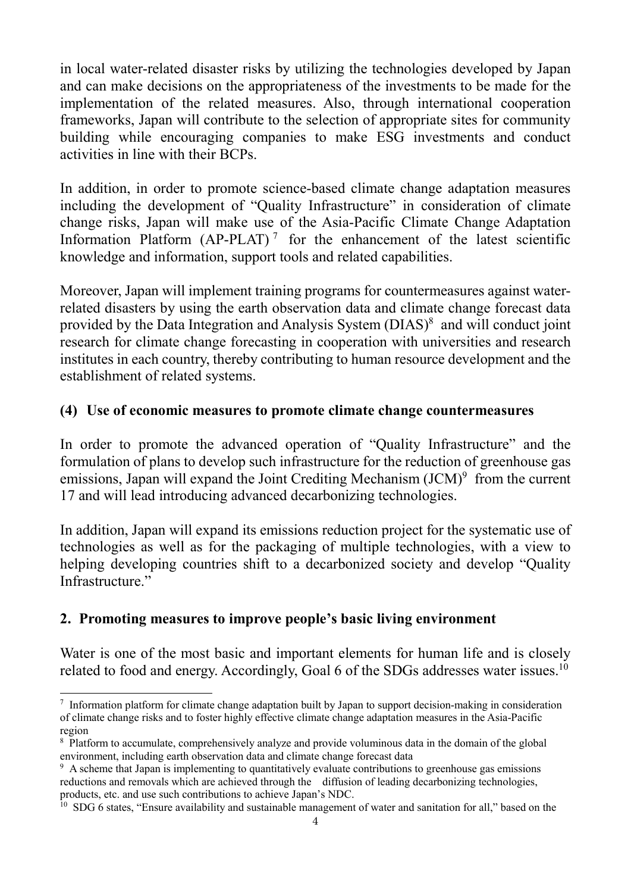in local water-related disaster risks by utilizing the technologies developed by Japan and can make decisions on the appropriateness of the investments to be made for the implementation of the related measures. Also, through international cooperation frameworks, Japan will contribute to the selection of appropriate sites for community building while encouraging companies to make ESG investments and conduct activities in line with their BCPs.

In addition, in order to promote science-based climate change adaptation measures including the development of "Quality Infrastructure" in consideration of climate change risks, Japan will make use of the Asia-Pacific Climate Change Adaptation Information Platform (AP-PLAT)[7] for the enhancement of the latest scientific knowledge and information, support tools and related capabilities.

Moreover, Japan will implement training programs for countermeasures against water-related disasters by using the earth observation data and climate change forecast data provided by the Data Integration and Analysis System (DIAS)[8] and will conduct joint research for climate change forecasting in cooperation with universities and research institutes in each country, thereby contributing to human resource development and the establishment of related systems.

### (4) Use of economic measures to promote climate change countermeasures

In order to promote the advanced operation of "Quality Infrastructure" and the formulation of plans to develop such infrastructure for the reduction of greenhouse gas emissions, Japan will expand the Joint Crediting Mechanism (JCM)[9] from the current 17 and will lead introducing advanced decarbonizing technologies.

In addition, Japan will expand its emissions reduction project for the systematic use of technologies as well as for the packaging of multiple technologies, with a view to helping developing countries shift to a decarbonized society and develop "Quality Infrastructure."

## 2. Promoting measures to improve people's basic living environment

Water is one of the most basic and important elements for human life and is closely related to food and energy. Accordingly, Goal 6 of the SDGs addresses water issues.[10]

---

[7] Information platform for climate change adaptation built by Japan to support decision-making in consideration of climate change risks and to foster highly effective climate change adaptation measures in the Asia-Pacific region

[8] Platform to accumulate, comprehensively analyze and provide voluminous data in the domain of the global environment, including earth observation data and climate change forecast data

[9] A scheme that Japan is implementing to quantitatively evaluate contributions to greenhouse gas emissions reductions and removals which are achieved through the diffusion of leading decarbonizing technologies, products, etc. and use such contributions to achieve Japan's NDC.

[10] SDG 6 states, "Ensure availability and sustainable management of water and sanitation for all," based on the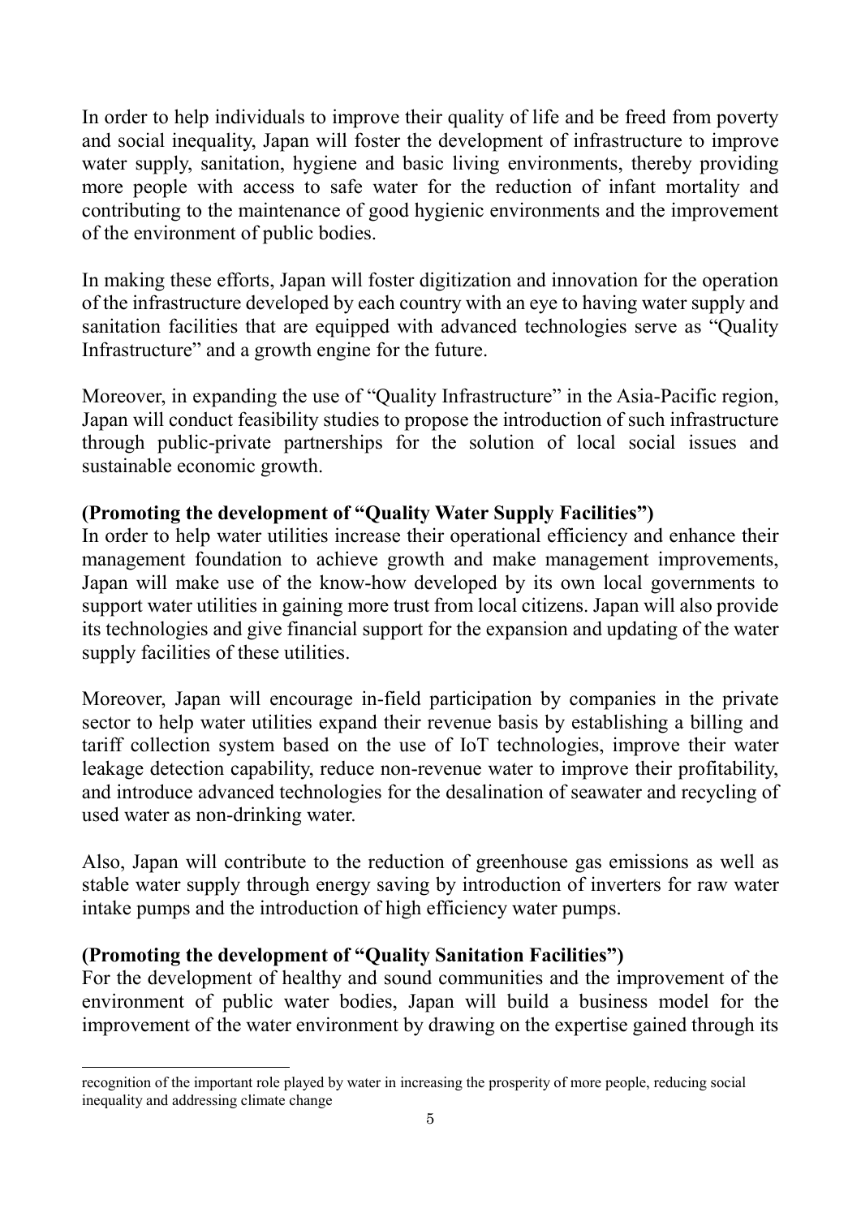In order to help individuals to improve their quality of life and be freed from poverty and social inequality, Japan will foster the development of infrastructure to improve water supply, sanitation, hygiene and basic living environments, thereby providing more people with access to safe water for the reduction of infant mortality and contributing to the maintenance of good hygienic environments and the improvement of the environment of public bodies.

In making these efforts, Japan will foster digitization and innovation for the operation of the infrastructure developed by each country with an eye to having water supply and sanitation facilities that are equipped with advanced technologies serve as "Quality Infrastructure" and a growth engine for the future.

Moreover, in expanding the use of "Quality Infrastructure" in the Asia-Pacific region, Japan will conduct feasibility studies to propose the introduction of such infrastructure through public-private partnerships for the solution of local social issues and sustainable economic growth.

**(Promoting the development of "Quality Water Supply Facilities")**

In order to help water utilities increase their operational efficiency and enhance their management foundation to achieve growth and make management improvements, Japan will make use of the know-how developed by its own local governments to support water utilities in gaining more trust from local citizens. Japan will also provide its technologies and give financial support for the expansion and updating of the water supply facilities of these utilities.

Moreover, Japan will encourage in-field participation by companies in the private sector to help water utilities expand their revenue basis by establishing a billing and tariff collection system based on the use of IoT technologies, improve their water leakage detection capability, reduce non-revenue water to improve their profitability, and introduce advanced technologies for the desalination of seawater and recycling of used water as non-drinking water.

Also, Japan will contribute to the reduction of greenhouse gas emissions as well as stable water supply through energy saving by introduction of inverters for raw water intake pumps and the introduction of high efficiency water pumps.

**(Promoting the development of "Quality Sanitation Facilities")**

For the development of healthy and sound communities and the improvement of the environment of public water bodies, Japan will build a business model for the improvement of the water environment by drawing on the expertise gained through its

---

recognition of the important role played by water in increasing the prosperity of more people, reducing social inequality and addressing climate change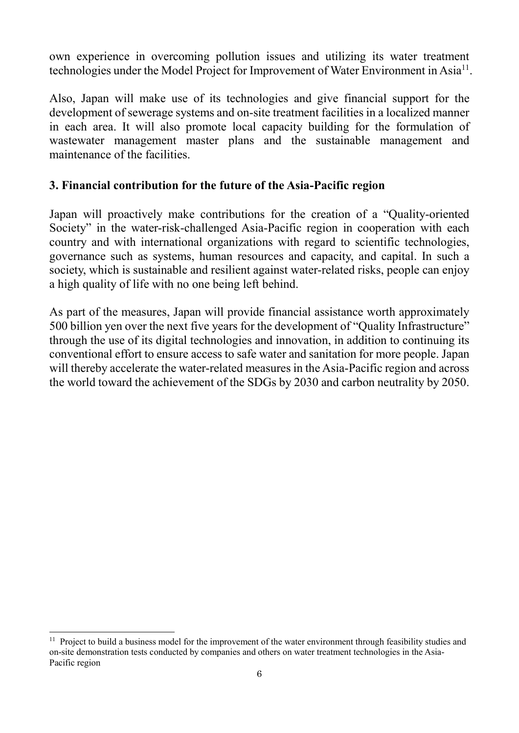own experience in overcoming pollution issues and utilizing its water treatment technologies under the Model Project for Improvement of Water Environment in Asia[11].

Also, Japan will make use of its technologies and give financial support for the development of sewerage systems and on-site treatment facilities in a localized manner in each area. It will also promote local capacity building for the formulation of wastewater management master plans and the sustainable management and maintenance of the facilities.

### 3. Financial contribution for the future of the Asia-Pacific region

Japan will proactively make contributions for the creation of a "Quality-oriented Society" in the water-risk-challenged Asia-Pacific region in cooperation with each country and with international organizations with regard to scientific technologies, governance such as systems, human resources and capacity, and capital. In such a society, which is sustainable and resilient against water-related risks, people can enjoy a high quality of life with no one being left behind.

As part of the measures, Japan will provide financial assistance worth approximately 500 billion yen over the next five years for the development of "Quality Infrastructure" through the use of its digital technologies and innovation, in addition to continuing its conventional effort to ensure access to safe water and sanitation for more people. Japan will thereby accelerate the water-related measures in the Asia-Pacific region and across the world toward the achievement of the SDGs by 2030 and carbon neutrality by 2050.

---

[11] Project to build a business model for the improvement of the water environment through feasibility studies and on-site demonstration tests conducted by companies and others on water treatment technologies in the Asia-Pacific region